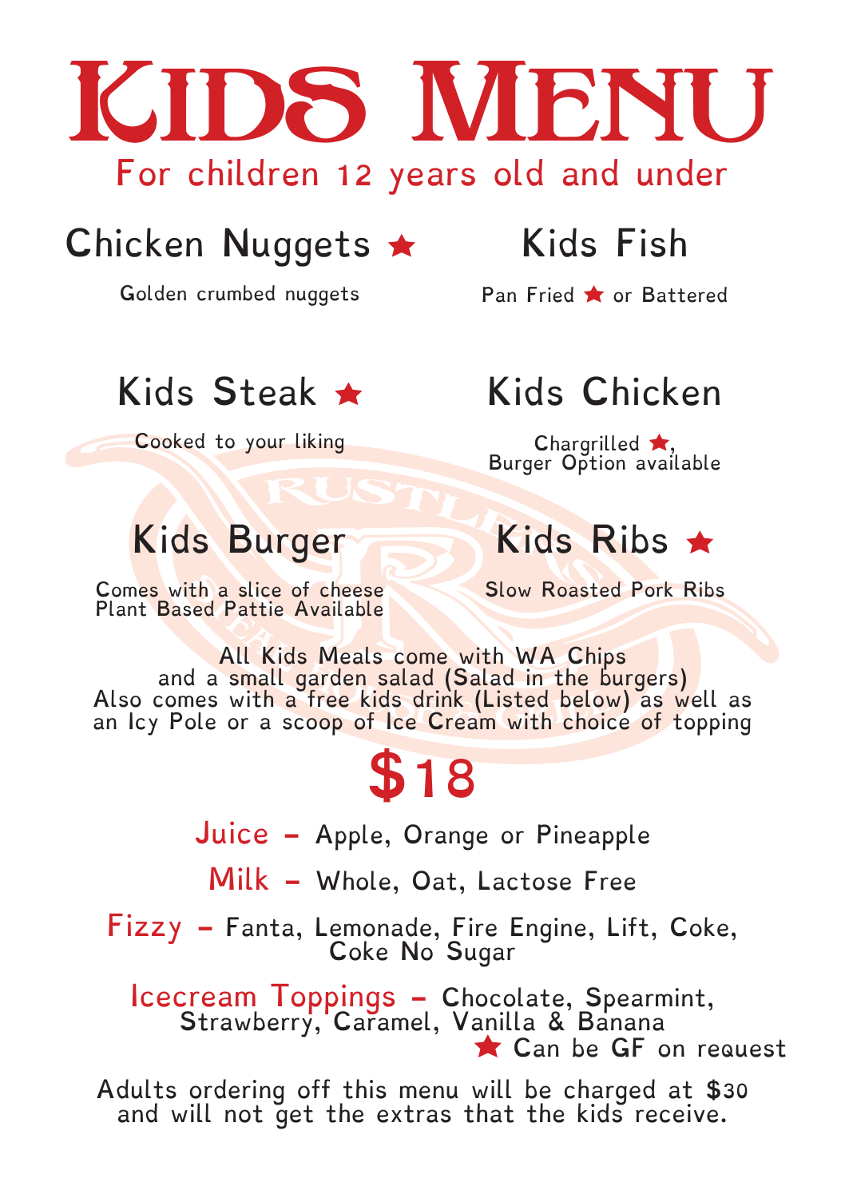# KIDS MENU

For children 12 years old and under

## Chicken Nuggets ★

Golden crumbed nuggets

## Kids Fish

Pan Fried ★ or Battered

## Kids Steak ★

Cooked to your liking

## Kids Chicken

Chargrilled ★,
Burger Option available

## Kids Burger

Comes with a slice of cheese
Plant Based Pattie Available

## Kids Ribs ★

Slow Roasted Pork Ribs

All Kids Meals come with WA Chips
and a small garden salad (Salad in the burgers)
Also comes with a free kids drink (Listed below) as well as
an Icy Pole or a scoop of Ice Cream with choice of topping

## $18

**Juice** – Apple, Orange or Pineapple

**Milk** – Whole, Oat, Lactose Free

**Fizzy** – Fanta, Lemonade, Fire Engine, Lift, Coke, Coke No Sugar

**Icecream Toppings** – Chocolate, Spearmint, Strawberry, Caramel, Vanilla & Banana

★ Can be GF on request

Adults ordering off this menu will be charged at $30
and will not get the extras that the kids receive.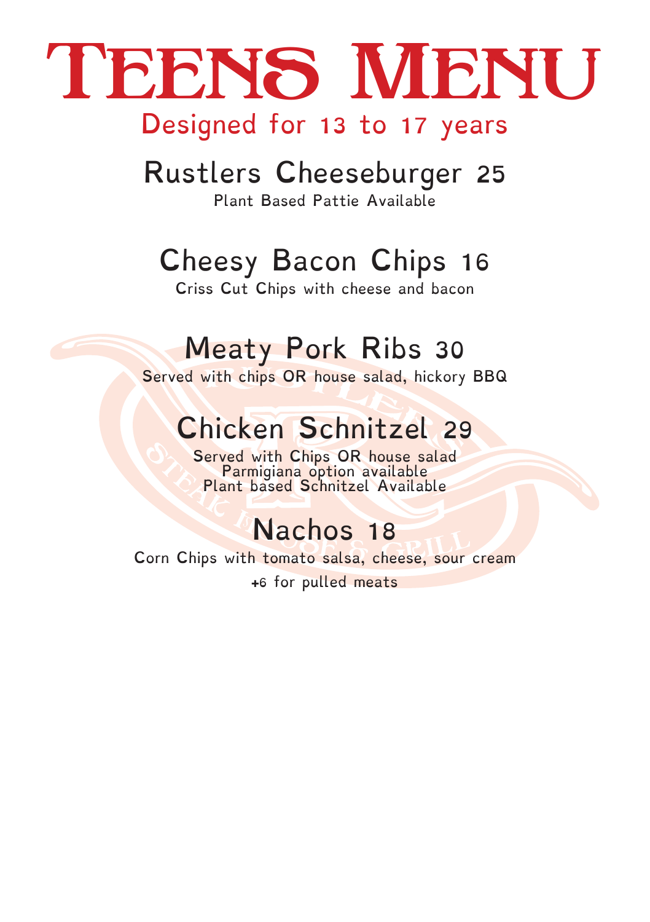# TEENS MENU

Designed for 13 to 17 years

## Rustlers Cheeseburger 25

Plant Based Pattie Available

## Cheesy Bacon Chips 16

Criss Cut Chips with cheese and bacon

## Meaty Pork Ribs 30

Served with chips OR house salad, hickory BBQ

## Chicken Schnitzel 29

Served with Chips OR house salad
Parmigiana option available
Plant based Schnitzel Available

## Nachos 18

Corn Chips with tomato salsa, cheese, sour cream

+6 for pulled meats